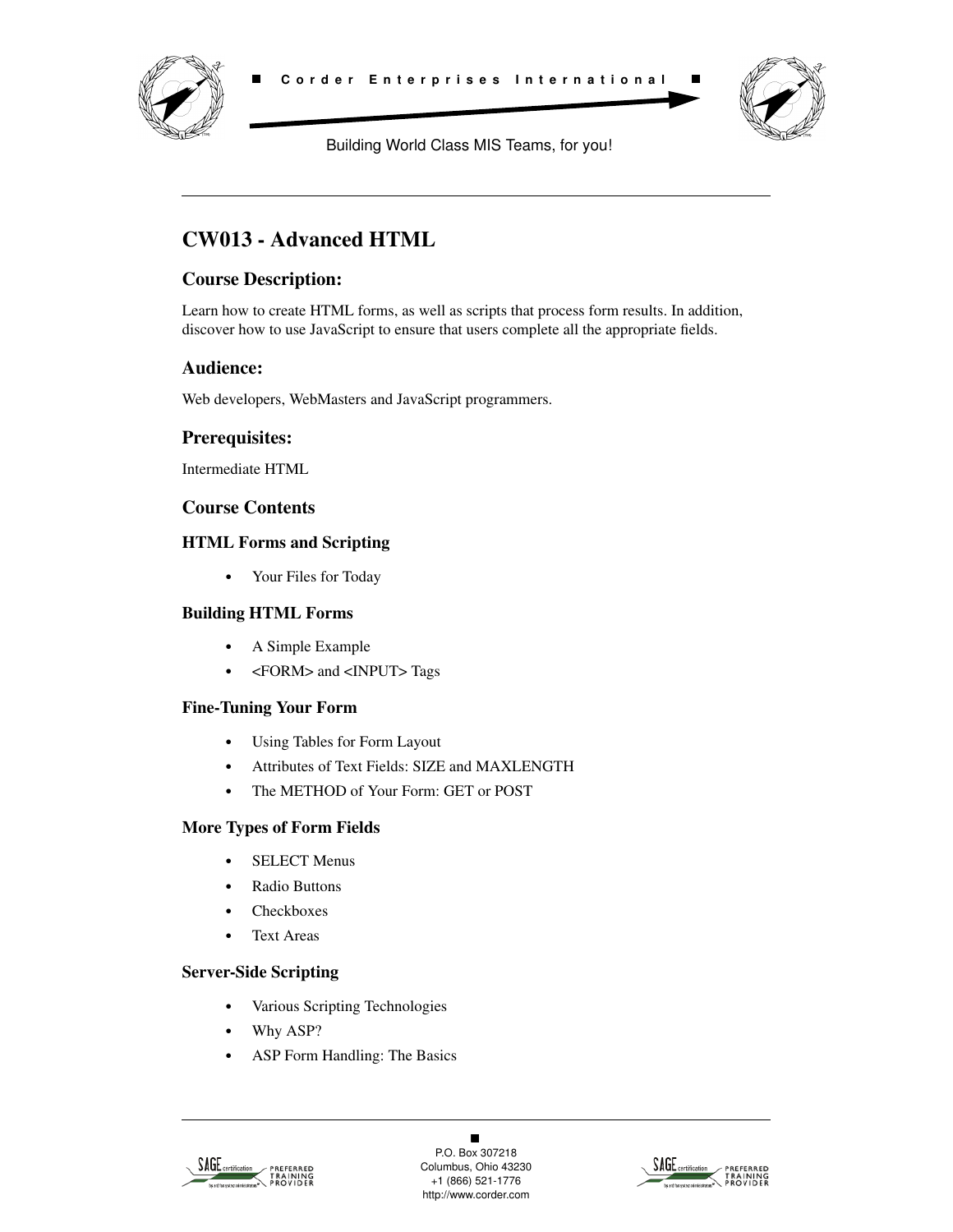# CW013 - Advanced HTML

## Course Description:

Learn how to create HTML forms, as well as scripts that process form results. In addition, discover how to use JavaScript to ensure that users complete all the appropriate fields.

## Audience:

Web developers, WebMasters and JavaScript programmers.

## Prerequisites:

Intermediate HTML

## Course Contents

### HTML Forms and Scripting

- Your Files for Today

### Building HTML Forms

- A Simple Example
- <FORM> and <INPUT> Tags

### Fine-Tuning Your Form

- Using Tables for Form Layout
- Attributes of Text Fields: SIZE and MAXLENGTH
- The METHOD of Your Form: GET or POST

### More Types of Form Fields

- SELECT Menus
- Radio Buttons
- Checkboxes
- Text Areas

### Server-Side Scripting

- Various Scripting Technologies
- Why ASP?
- ASP Form Handling: The Basics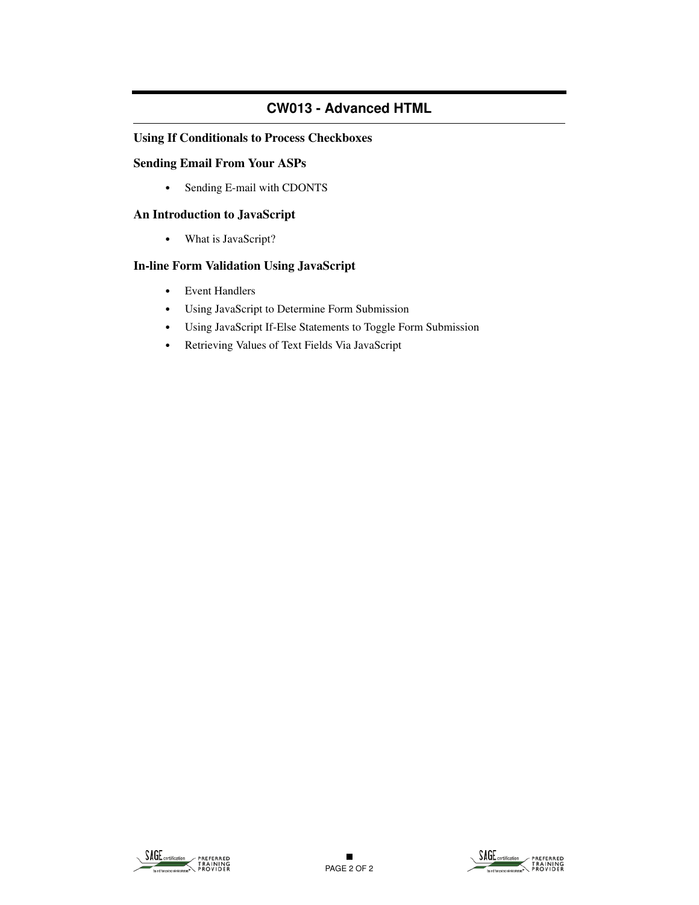## CW013 - Advanced HTML

### Using If Conditionals to Process Checkboxes

### Sending Email From Your ASPs

- Sending E-mail with CDONTS

### An Introduction to JavaScript

- What is JavaScript?

### In-line Form Validation Using JavaScript

- Event Handlers
- Using JavaScript to Determine Form Submission
- Using JavaScript If-Else Statements to Toggle Form Submission
- Retrieving Values of Text Fields Via JavaScript